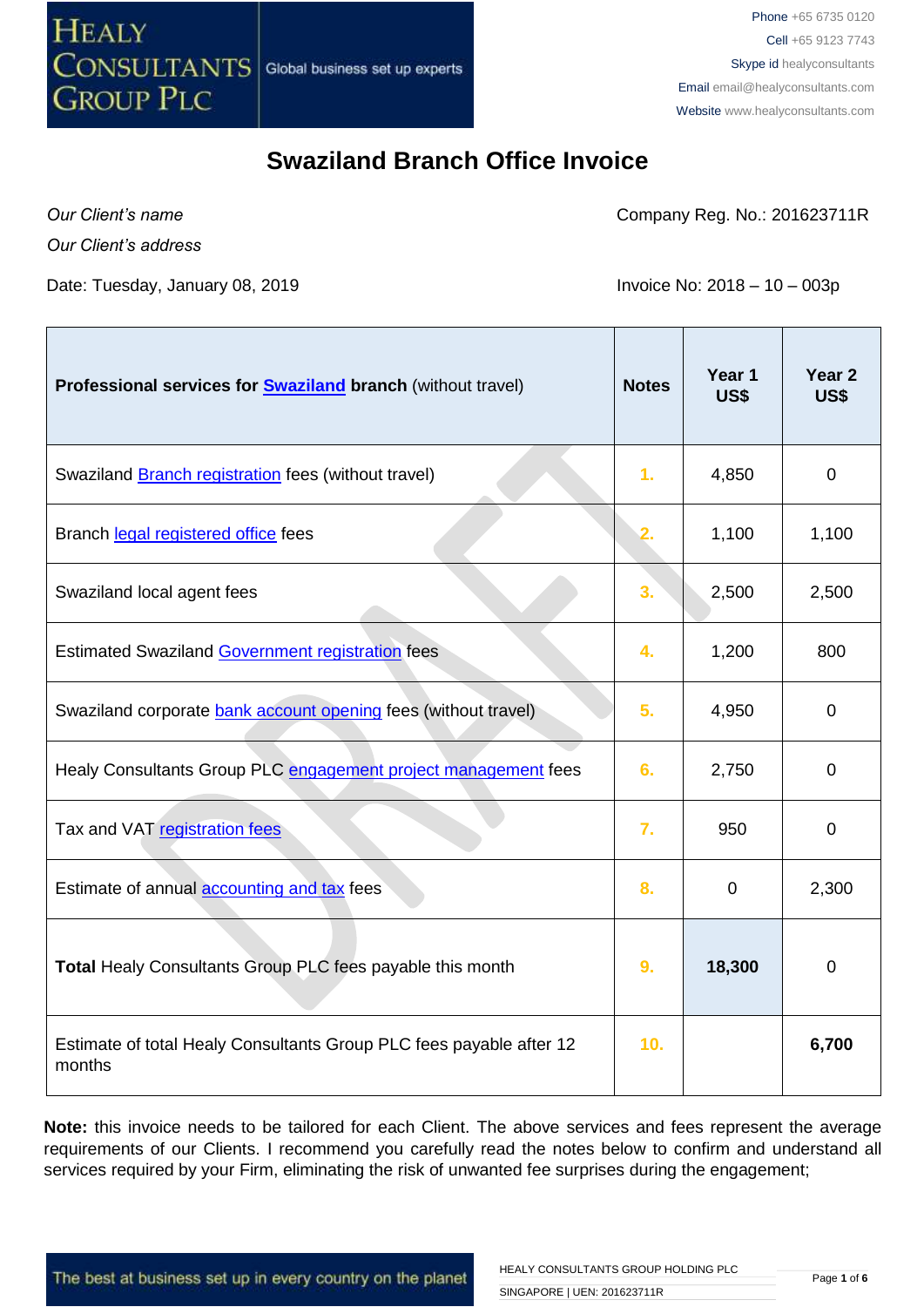# Swaziland Branch Office Invoice

*Our Client's name*

*Our Client's address*

Company Reg. No.: 201623711R

Date: Tuesday, January 08, 2019

Invoice No: 2018 – 10 – 003p

| **Professional services for Swaziland branch** (without travel) | **Notes** | **Year 1 US$** | **Year 2 US$** |
|---|---|---|---|
| Swaziland Branch registration fees (without travel) | 1. | 4,850 | 0 |
| Branch legal registered office fees | 2. | 1,100 | 1,100 |
| Swaziland local agent fees | 3. | 2,500 | 2,500 |
| Estimated Swaziland Government registration fees | 4. | 1,200 | 800 |
| Swaziland corporate bank account opening fees (without travel) | 5. | 4,950 | 0 |
| Healy Consultants Group PLC engagement project management fees | 6. | 2,750 | 0 |
| Tax and VAT registration fees | 7. | 950 | 0 |
| Estimate of annual accounting and tax fees | 8. | 0 | 2,300 |
| **Total** Healy Consultants Group PLC fees payable this month | 9. | **18,300** | 0 |
| Estimate of total Healy Consultants Group PLC fees payable after 12 months | 10. | | **6,700** |

**Note:** this invoice needs to be tailored for each Client. The above services and fees represent the average requirements of our Clients. I recommend you carefully read the notes below to confirm and understand all services required by your Firm, eliminating the risk of unwanted fee surprises during the engagement;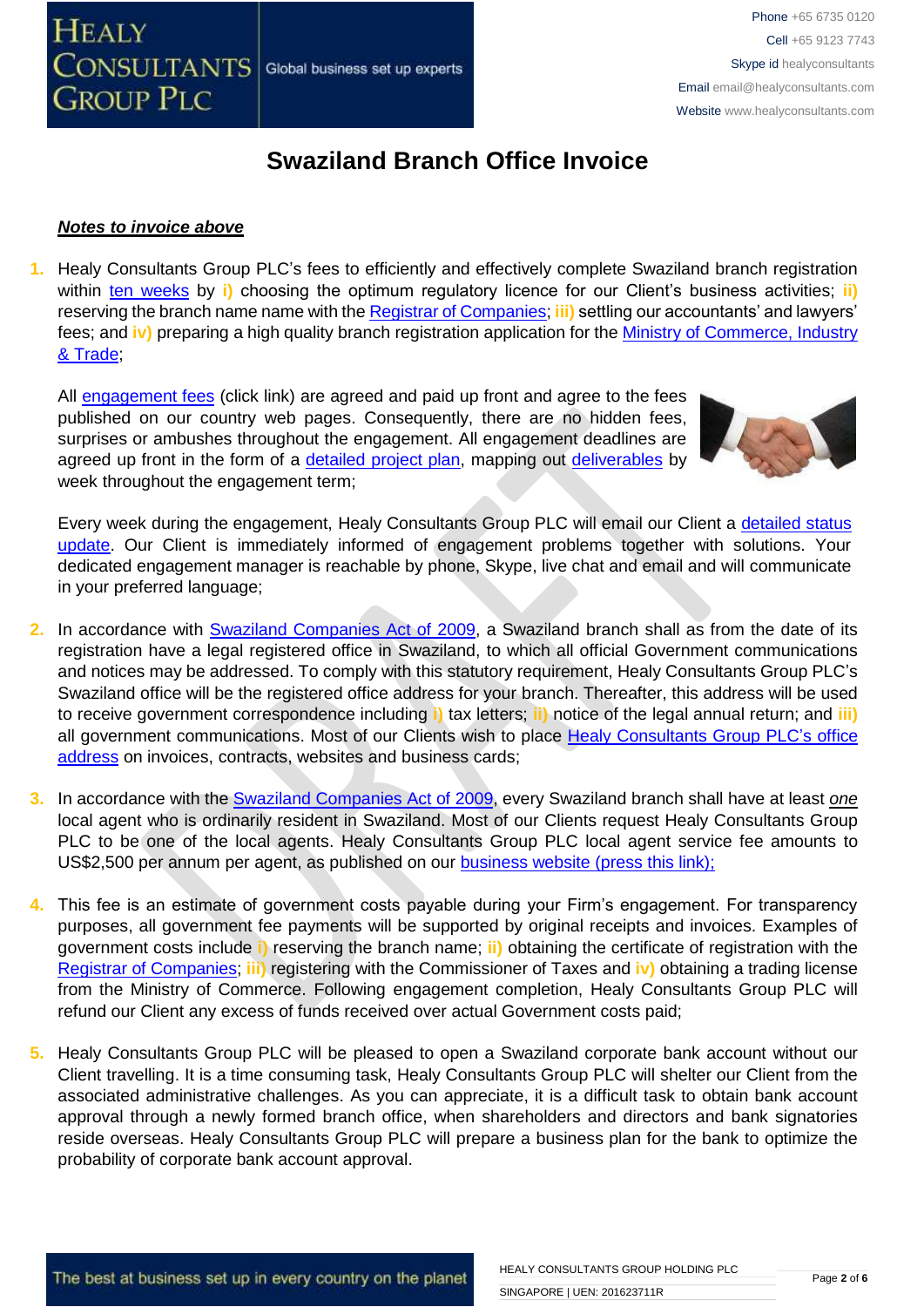# Swaziland Branch Office Invoice

***Notes to invoice above***

1. Healy Consultants Group PLC's fees to efficiently and effectively complete Swaziland branch registration within ten weeks by **i)** choosing the optimum regulatory licence for our Client's business activities; **ii)** reserving the branch name name with the Registrar of Companies; **iii)** settling our accountants' and lawyers' fees; and **iv)** preparing a high quality branch registration application for the Ministry of Commerce, Industry & Trade;

   All engagement fees (click link) are agreed and paid up front and agree to the fees published on our country web pages. Consequently, there are no hidden fees, surprises or ambushes throughout the engagement. All engagement deadlines are agreed up front in the form of a detailed project plan, mapping out deliverables by week throughout the engagement term;

   Every week during the engagement, Healy Consultants Group PLC will email our Client a detailed status update. Our Client is immediately informed of engagement problems together with solutions. Your dedicated engagement manager is reachable by phone, Skype, live chat and email and will communicate in your preferred language;

2. In accordance with Swaziland Companies Act of 2009, a Swaziland branch shall as from the date of its registration have a legal registered office in Swaziland, to which all official Government communications and notices may be addressed. To comply with this statutory requirement, Healy Consultants Group PLC's Swaziland office will be the registered office address for your branch. Thereafter, this address will be used to receive government correspondence including **i)** tax letters; **ii)** notice of the legal annual return; and **iii)** all government communications. Most of our Clients wish to place Healy Consultants Group PLC's office address on invoices, contracts, websites and business cards;

3. In accordance with the Swaziland Companies Act of 2009, every Swaziland branch shall have at least ***one*** local agent who is ordinarily resident in Swaziland. Most of our Clients request Healy Consultants Group PLC to be one of the local agents. Healy Consultants Group PLC local agent service fee amounts to US$2,500 per annum per agent, as published on our business website (press this link);

4. This fee is an estimate of government costs payable during your Firm's engagement. For transparency purposes, all government fee payments will be supported by original receipts and invoices. Examples of government costs include **i)** reserving the branch name; **ii)** obtaining the certificate of registration with the Registrar of Companies; **iii)** registering with the Commissioner of Taxes and **iv)** obtaining a trading license from the Ministry of Commerce. Following engagement completion, Healy Consultants Group PLC will refund our Client any excess of funds received over actual Government costs paid;

5. Healy Consultants Group PLC will be pleased to open a Swaziland corporate bank account without our Client travelling. It is a time consuming task, Healy Consultants Group PLC will shelter our Client from the associated administrative challenges. As you can appreciate, it is a difficult task to obtain bank account approval through a newly formed branch office, when shareholders and directors and bank signatories reside overseas. Healy Consultants Group PLC will prepare a business plan for the bank to optimize the probability of corporate bank account approval.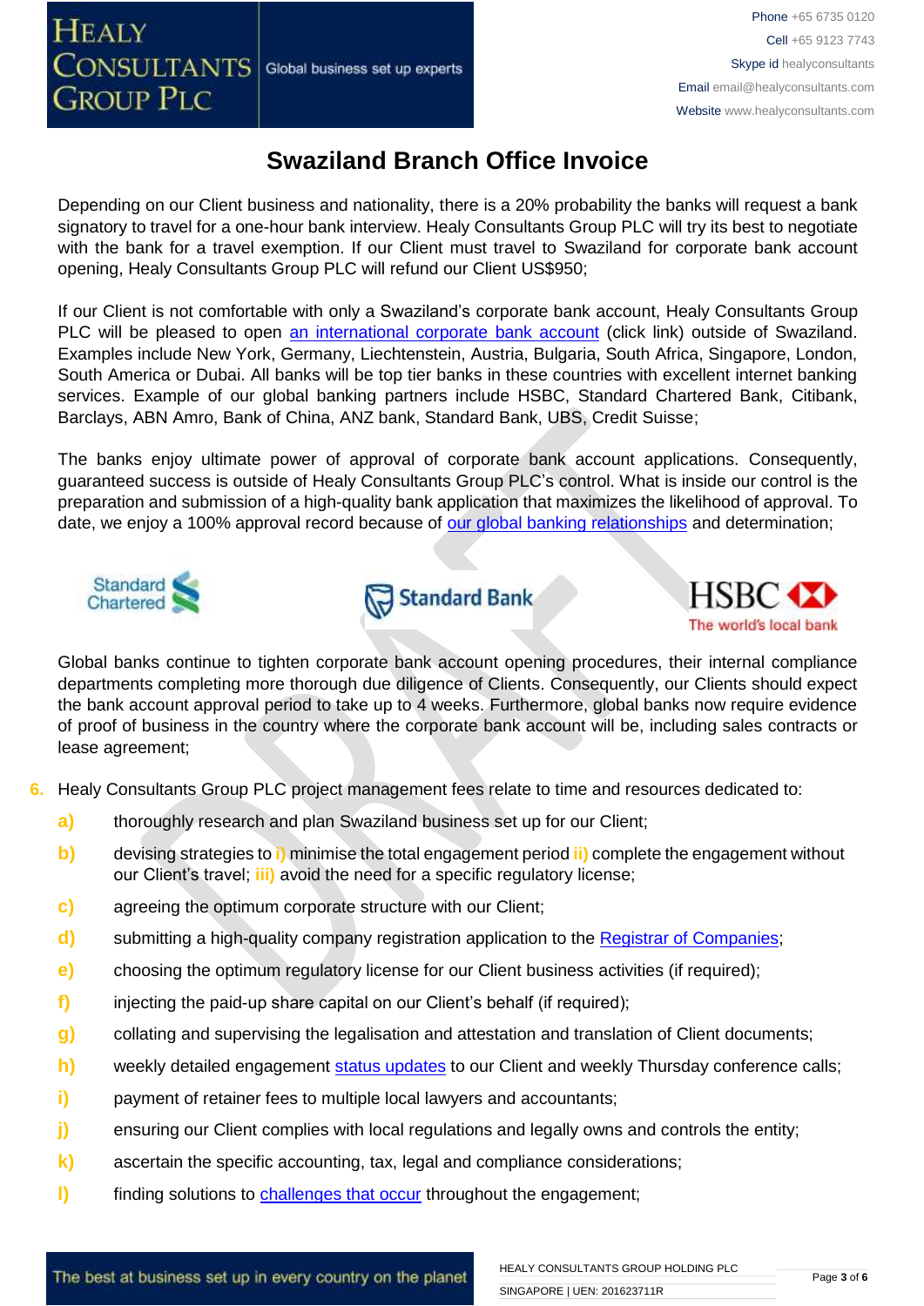# Swaziland Branch Office Invoice

Depending on our Client business and nationality, there is a 20% probability the banks will request a bank signatory to travel for a one-hour bank interview. Healy Consultants Group PLC will try its best to negotiate with the bank for a travel exemption. If our Client must travel to Swaziland for corporate bank account opening, Healy Consultants Group PLC will refund our Client US$950;

If our Client is not comfortable with only a Swaziland's corporate bank account, Healy Consultants Group PLC will be pleased to open an international corporate bank account (click link) outside of Swaziland. Examples include New York, Germany, Liechtenstein, Austria, Bulgaria, South Africa, Singapore, London, South America or Dubai. All banks will be top tier banks in these countries with excellent internet banking services. Example of our global banking partners include HSBC, Standard Chartered Bank, Citibank, Barclays, ABN Amro, Bank of China, ANZ bank, Standard Bank, UBS, Credit Suisse;

The banks enjoy ultimate power of approval of corporate bank account applications. Consequently, guaranteed success is outside of Healy Consultants Group PLC's control. What is inside our control is the preparation and submission of a high-quality bank application that maximizes the likelihood of approval. To date, we enjoy a 100% approval record because of our global banking relationships and determination;

Global banks continue to tighten corporate bank account opening procedures, their internal compliance departments completing more thorough due diligence of Clients. Consequently, our Clients should expect the bank account approval period to take up to 4 weeks. Furthermore, global banks now require evidence of proof of business in the country where the corporate bank account will be, including sales contracts or lease agreement;

6. Healy Consultants Group PLC project management fees relate to time and resources dedicated to:

   a) thoroughly research and plan Swaziland business set up for our Client;
   b) devising strategies to i) minimise the total engagement period ii) complete the engagement without our Client's travel; iii) avoid the need for a specific regulatory license;
   c) agreeing the optimum corporate structure with our Client;
   d) submitting a high-quality company registration application to the Registrar of Companies;
   e) choosing the optimum regulatory license for our Client business activities (if required);
   f) injecting the paid-up share capital on our Client's behalf (if required);
   g) collating and supervising the legalisation and attestation and translation of Client documents;
   h) weekly detailed engagement status updates to our Client and weekly Thursday conference calls;
   i) payment of retainer fees to multiple local lawyers and accountants;
   j) ensuring our Client complies with local regulations and legally owns and controls the entity;
   k) ascertain the specific accounting, tax, legal and compliance considerations;
   l) finding solutions to challenges that occur throughout the engagement;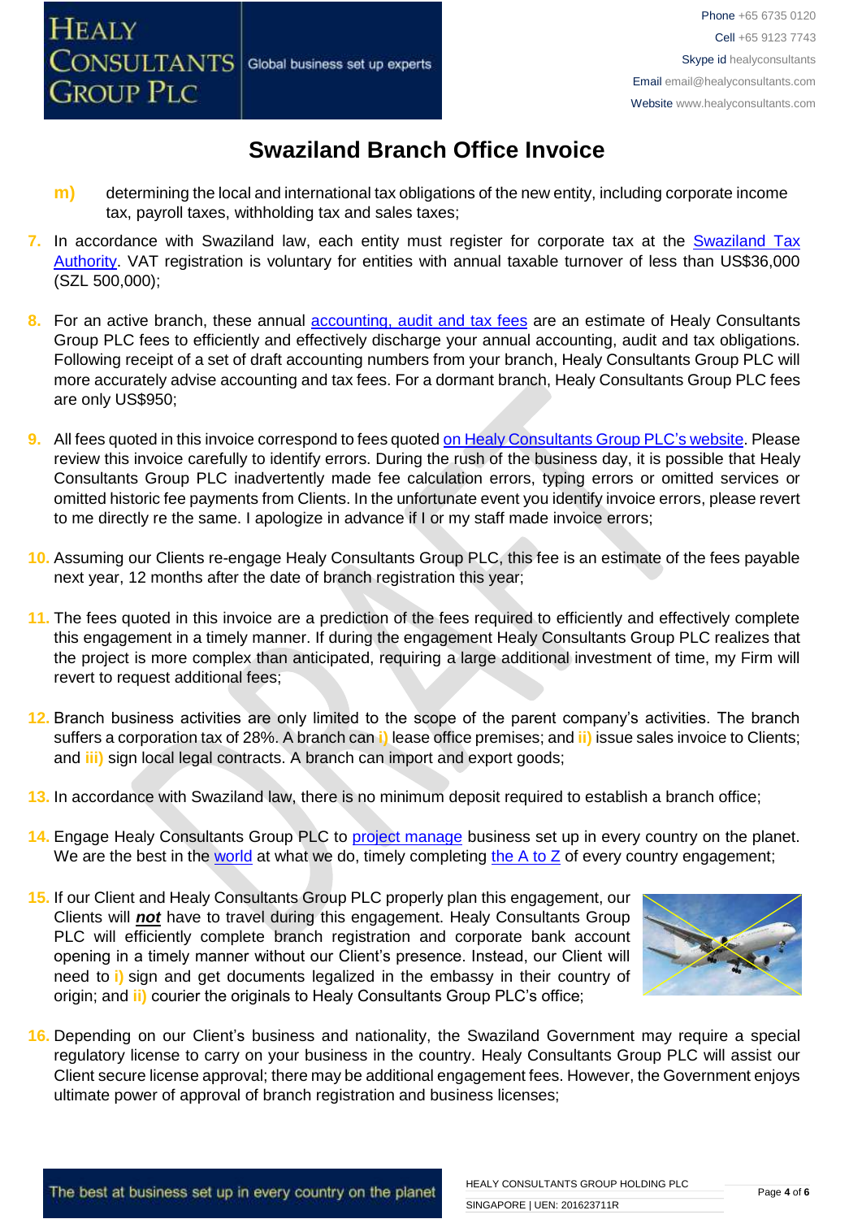# Swaziland Branch Office Invoice

m) determining the local and international tax obligations of the new entity, including corporate income tax, payroll taxes, withholding tax and sales taxes;

7. In accordance with Swaziland law, each entity must register for corporate tax at the Swaziland Tax Authority. VAT registration is voluntary for entities with annual taxable turnover of less than US$36,000 (SZL 500,000);

8. For an active branch, these annual accounting, audit and tax fees are an estimate of Healy Consultants Group PLC fees to efficiently and effectively discharge your annual accounting, audit and tax obligations. Following receipt of a set of draft accounting numbers from your branch, Healy Consultants Group PLC will more accurately advise accounting and tax fees. For a dormant branch, Healy Consultants Group PLC fees are only US$950;

9. All fees quoted in this invoice correspond to fees quoted on Healy Consultants Group PLC's website. Please review this invoice carefully to identify errors. During the rush of the business day, it is possible that Healy Consultants Group PLC inadvertently made fee calculation errors, typing errors or omitted services or omitted historic fee payments from Clients. In the unfortunate event you identify invoice errors, please revert to me directly re the same. I apologize in advance if I or my staff made invoice errors;

10. Assuming our Clients re-engage Healy Consultants Group PLC, this fee is an estimate of the fees payable next year, 12 months after the date of branch registration this year;

11. The fees quoted in this invoice are a prediction of the fees required to efficiently and effectively complete this engagement in a timely manner. If during the engagement Healy Consultants Group PLC realizes that the project is more complex than anticipated, requiring a large additional investment of time, my Firm will revert to request additional fees;

12. Branch business activities are only limited to the scope of the parent company's activities. The branch suffers a corporation tax of 28%. A branch can i) lease office premises; and ii) issue sales invoice to Clients; and iii) sign local legal contracts. A branch can import and export goods;

13. In accordance with Swaziland law, there is no minimum deposit required to establish a branch office;

14. Engage Healy Consultants Group PLC to project manage business set up in every country on the planet. We are the best in the world at what we do, timely completing the A to Z of every country engagement;

15. If our Client and Healy Consultants Group PLC properly plan this engagement, our Clients will ***not*** have to travel during this engagement. Healy Consultants Group PLC will efficiently complete branch registration and corporate bank account opening in a timely manner without our Client's presence. Instead, our Client will need to i) sign and get documents legalized in the embassy in their country of origin; and ii) courier the originals to Healy Consultants Group PLC's office;

16. Depending on our Client's business and nationality, the Swaziland Government may require a special regulatory license to carry on your business in the country. Healy Consultants Group PLC will assist our Client secure license approval; there may be additional engagement fees. However, the Government enjoys ultimate power of approval of branch registration and business licenses;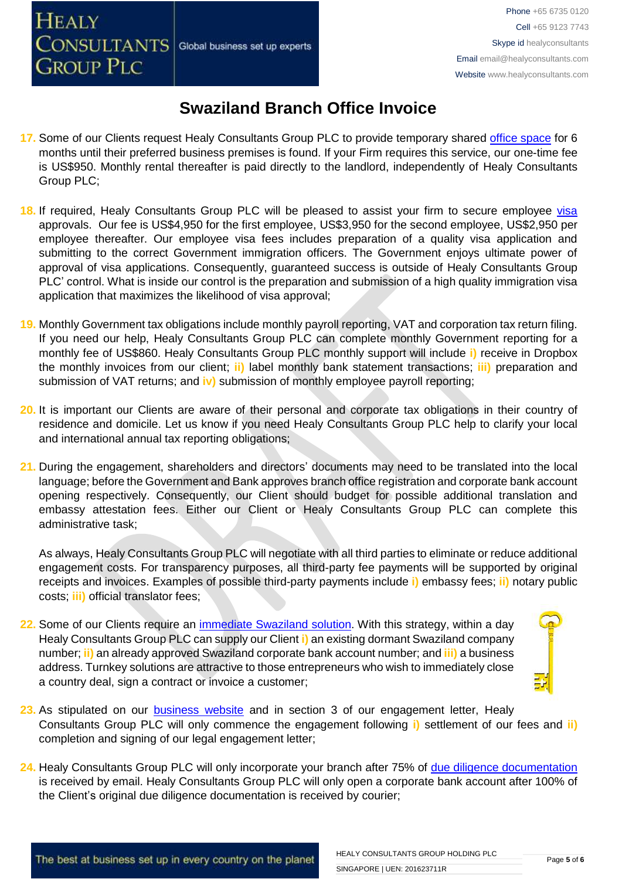# Swaziland Branch Office Invoice

17. Some of our Clients request Healy Consultants Group PLC to provide temporary shared office space for 6 months until their preferred business premises is found. If your Firm requires this service, our one-time fee is US$950. Monthly rental thereafter is paid directly to the landlord, independently of Healy Consultants Group PLC;

18. If required, Healy Consultants Group PLC will be pleased to assist your firm to secure employee visa approvals. Our fee is US$4,950 for the first employee, US$3,950 for the second employee, US$2,950 per employee thereafter. Our employee visa fees includes preparation of a quality visa application and submitting to the correct Government immigration officers. The Government enjoys ultimate power of approval of visa applications. Consequently, guaranteed success is outside of Healy Consultants Group PLC' control. What is inside our control is the preparation and submission of a high quality immigration visa application that maximizes the likelihood of visa approval;

19. Monthly Government tax obligations include monthly payroll reporting, VAT and corporation tax return filing. If you need our help, Healy Consultants Group PLC can complete monthly Government reporting for a monthly fee of US$860. Healy Consultants Group PLC monthly support will include **i)** receive in Dropbox the monthly invoices from our client; **ii)** label monthly bank statement transactions; **iii)** preparation and submission of VAT returns; and **iv)** submission of monthly employee payroll reporting;

20. It is important our Clients are aware of their personal and corporate tax obligations in their country of residence and domicile. Let us know if you need Healy Consultants Group PLC help to clarify your local and international annual tax reporting obligations;

21. During the engagement, shareholders and directors' documents may need to be translated into the local language; before the Government and Bank approves branch office registration and corporate bank account opening respectively. Consequently, our Client should budget for possible additional translation and embassy attestation fees. Either our Client or Healy Consultants Group PLC can complete this administrative task;

    As always, Healy Consultants Group PLC will negotiate with all third parties to eliminate or reduce additional engagement costs. For transparency purposes, all third-party fee payments will be supported by original receipts and invoices. Examples of possible third-party payments include **i)** embassy fees; **ii)** notary public costs; **iii)** official translator fees;

22. Some of our Clients require an immediate Swaziland solution. With this strategy, within a day Healy Consultants Group PLC can supply our Client **i)** an existing dormant Swaziland company number; **ii)** an already approved Swaziland corporate bank account number; and **iii)** a business address. Turnkey solutions are attractive to those entrepreneurs who wish to immediately close a country deal, sign a contract or invoice a customer;

23. As stipulated on our business website and in section 3 of our engagement letter, Healy Consultants Group PLC will only commence the engagement following **i)** settlement of our fees and **ii)** completion and signing of our legal engagement letter;

24. Healy Consultants Group PLC will only incorporate your branch after 75% of due diligence documentation is received by email. Healy Consultants Group PLC will only open a corporate bank account after 100% of the Client's original due diligence documentation is received by courier;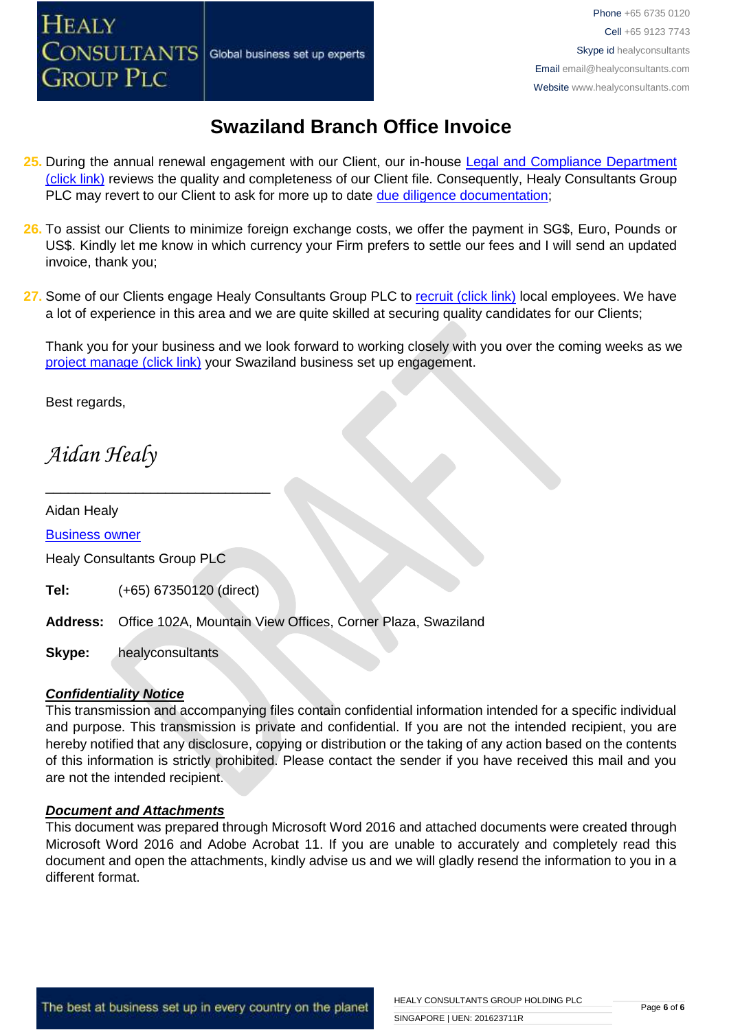# Swaziland Branch Office Invoice

25. During the annual renewal engagement with our Client, our in-house Legal and Compliance Department (click link) reviews the quality and completeness of our Client file. Consequently, Healy Consultants Group PLC may revert to our Client to ask for more up to date due diligence documentation;

26. To assist our Clients to minimize foreign exchange costs, we offer the payment in SG$, Euro, Pounds or US$. Kindly let me know in which currency your Firm prefers to settle our fees and I will send an updated invoice, thank you;

27. Some of our Clients engage Healy Consultants Group PLC to recruit (click link) local employees. We have a lot of experience in this area and we are quite skilled at securing quality candidates for our Clients;

Thank you for your business and we look forward to working closely with you over the coming weeks as we project manage (click link) your Swaziland business set up engagement.

Best regards,

*Aidan Healy*

______________________________

Aidan Healy

Business owner

Healy Consultants Group PLC

**Tel:** (+65) 67350120 (direct)

**Address:** Office 102A, Mountain View Offices, Corner Plaza, Swaziland

**Skype:** healyconsultants

***Confidentiality Notice***

This transmission and accompanying files contain confidential information intended for a specific individual and purpose. This transmission is private and confidential. If you are not the intended recipient, you are hereby notified that any disclosure, copying or distribution or the taking of any action based on the contents of this information is strictly prohibited. Please contact the sender if you have received this mail and you are not the intended recipient.

***Document and Attachments***

This document was prepared through Microsoft Word 2016 and attached documents were created through Microsoft Word 2016 and Adobe Acrobat 11. If you are unable to accurately and completely read this document and open the attachments, kindly advise us and we will gladly resend the information to you in a different format.